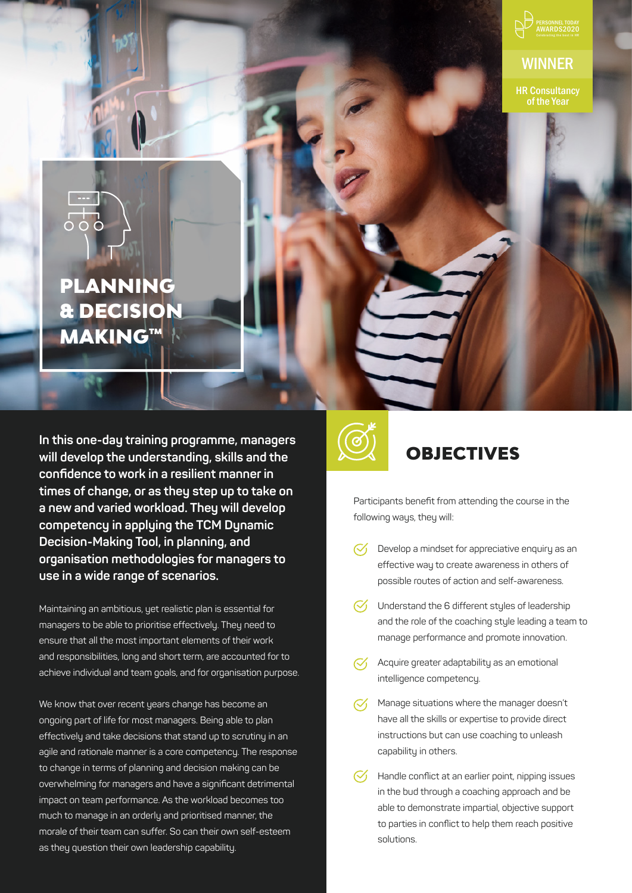PERSONNEL TODAY AWARDS2020

**WINNER**

HR Consultancy of the Year

# PLANNING & DECISION MAKING™

**In this one-day training programme, managers will develop the understanding, skills and the confidence to work in a resilient manner in times of change, or as they step up to take on a new and varied workload. They will develop competency in applying the TCM Dynamic Decision-Making Tool, in planning, and organisation methodologies for managers to use in a wide range of scenarios.**

Maintaining an ambitious, yet realistic plan is essential for managers to be able to prioritise effectively. They need to ensure that all the most important elements of their work and responsibilities, long and short term, are accounted for to achieve individual and team goals, and for organisation purpose.

We know that over recent years change has become an ongoing part of life for most managers. Being able to plan effectively and take decisions that stand up to scrutiny in an agile and rationale manner is a core competency. The response to change in terms of planning and decision making can be overwhelming for managers and have a significant detrimental impact on team performance. As the workload becomes too much to manage in an orderly and prioritised manner, the morale of their team can suffer. So can their own self-esteem as they question their own leadership capability.

## OBJECTIVES

Participants benefit from attending the course in the following ways, they will:

- Develop a mindset for appreciative enquiry as an effective way to create awareness in others of possible routes of action and self-awareness.
- Understand the 6 different styles of leadership and the role of the coaching style leading a team to manage performance and promote innovation.
- Acquire greater adaptability as an emotional intelligence competency.
- Manage situations where the manager doesn't have all the skills or expertise to provide direct instructions but can use coaching to unleash capability in others.
- Handle conflict at an earlier point, nipping issues in the bud through a coaching approach and be able to demonstrate impartial, objective support to parties in conflict to help them reach positive solutions.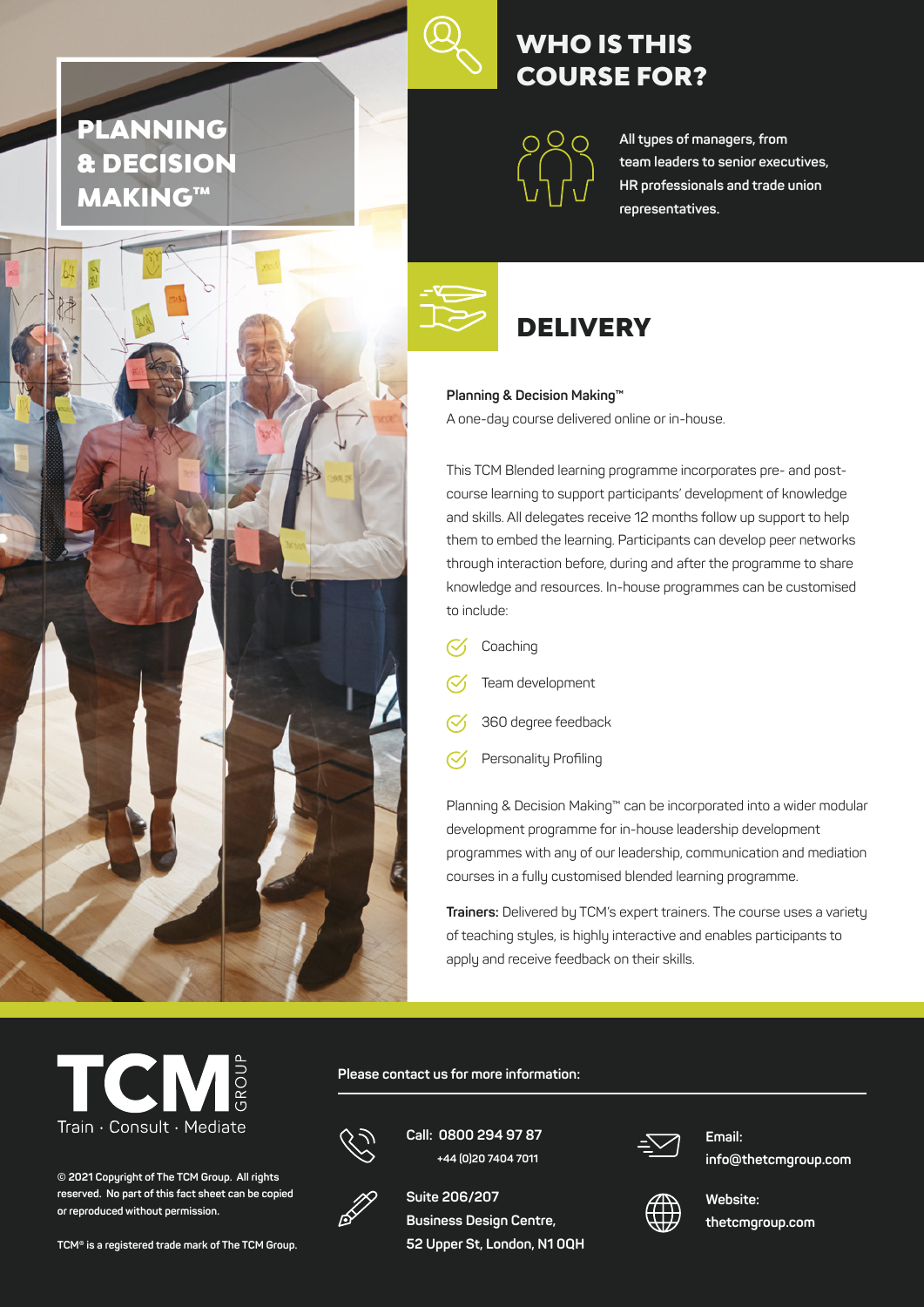# PLANNING & DECISION MAKING™

## WHO IS THIS COURSE FOR?

**All types of managers, from team leaders to senior executives, HR professionals and trade union representatives.**

## DELIVERY

**Planning & Decision Making™**
A one-day course delivered online or in-house.

This TCM Blended learning programme incorporates pre- and post-course learning to support participants' development of knowledge and skills. All delegates receive 12 months follow up support to help them to embed the learning. Participants can develop peer networks through interaction before, during and after the programme to share knowledge and resources. In-house programmes can be customised to include:

- Coaching
- Team development
- 360 degree feedback
- Personality Profiling

Planning & Decision Making™ can be incorporated into a wider modular development programme for in-house leadership development programmes with any of our leadership, communication and mediation courses in a fully customised blended learning programme.

**Trainers:** Delivered by TCM's expert trainers. The course uses a variety of teaching styles, is highly interactive and enables participants to apply and receive feedback on their skills.

TCM GROUP
Train · Consult · Mediate

© 2021 Copyright of The TCM Group. All rights reserved. No part of this fact sheet can be copied or reproduced without permission.

TCM® is a registered trade mark of The TCM Group.

**Please contact us for more information:**

**Call: 0800 294 97 87**
**+44 (0)20 7404 7011**

**Email:**
**info@thetcmgroup.com**

**Suite 206/207**
**Business Design Centre,**
**52 Upper St, London, N1 0QH**

**Website:**
**thetcmgroup.com**